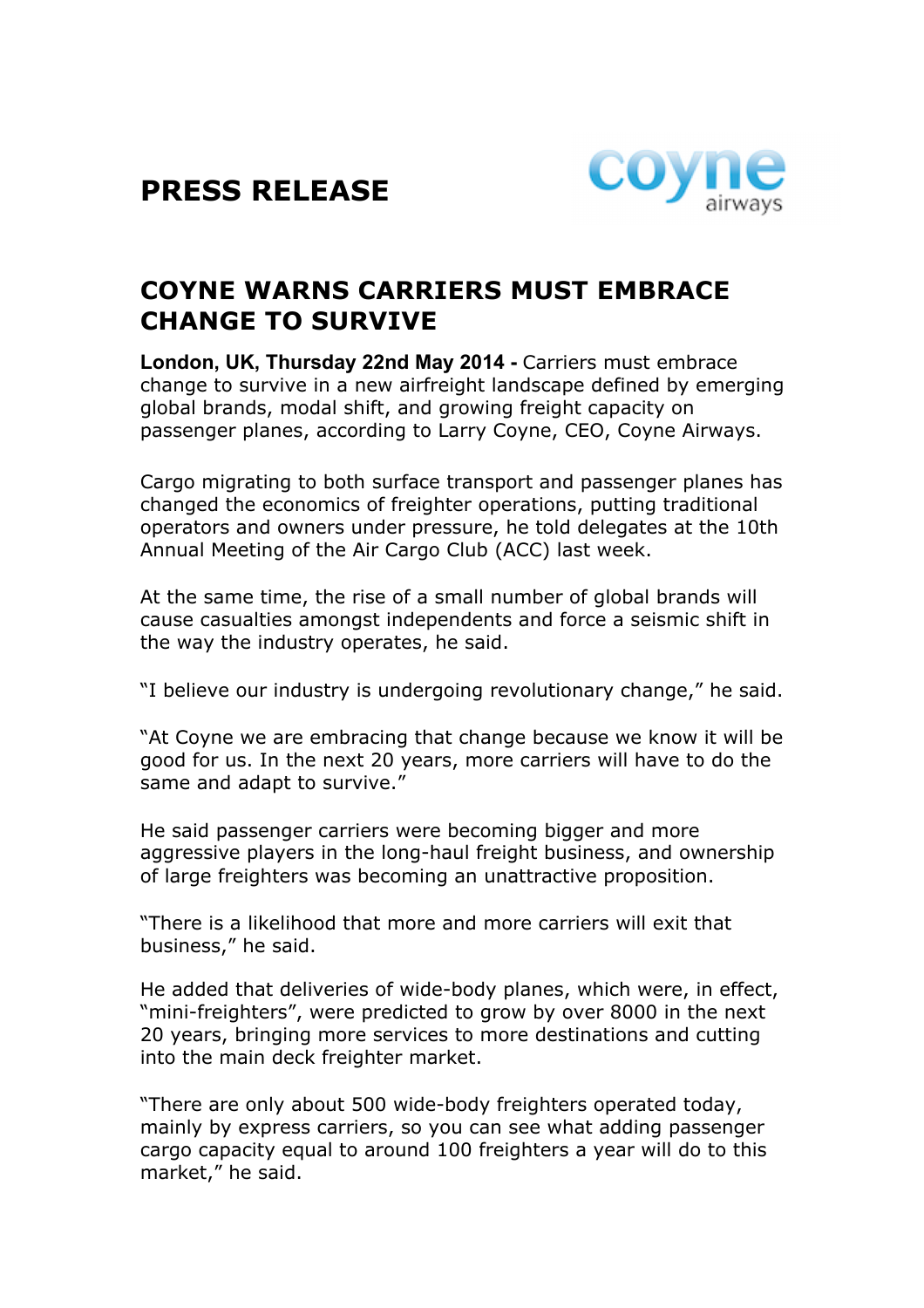# PRESS RELEASE

## COYNE WARNS CARRIERS MUST EMBRACE CHANGE TO SURVIVE

**London, UK, Thursday 22nd May 2014 -** Carriers must embrace change to survive in a new airfreight landscape defined by emerging global brands, modal shift, and growing freight capacity on passenger planes, according to Larry Coyne, CEO, Coyne Airways.

Cargo migrating to both surface transport and passenger planes has changed the economics of freighter operations, putting traditional operators and owners under pressure, he told delegates at the 10th Annual Meeting of the Air Cargo Club (ACC) last week.

At the same time, the rise of a small number of global brands will cause casualties amongst independents and force a seismic shift in the way the industry operates, he said.

"I believe our industry is undergoing revolutionary change," he said.

"At Coyne we are embracing that change because we know it will be good for us. In the next 20 years, more carriers will have to do the same and adapt to survive."

He said passenger carriers were becoming bigger and more aggressive players in the long-haul freight business, and ownership of large freighters was becoming an unattractive proposition.

"There is a likelihood that more and more carriers will exit that business," he said.

He added that deliveries of wide-body planes, which were, in effect, "mini-freighters", were predicted to grow by over 8000 in the next 20 years, bringing more services to more destinations and cutting into the main deck freighter market.

"There are only about 500 wide-body freighters operated today, mainly by express carriers, so you can see what adding passenger cargo capacity equal to around 100 freighters a year will do to this market," he said.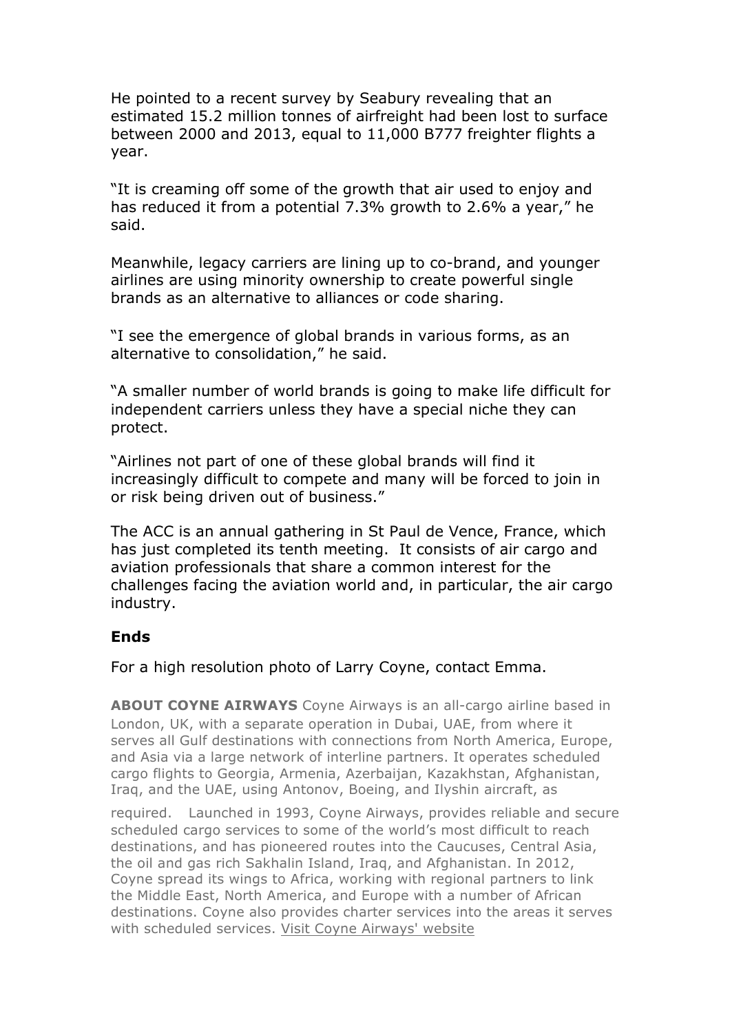He pointed to a recent survey by Seabury revealing that an estimated 15.2 million tonnes of airfreight had been lost to surface between 2000 and 2013, equal to 11,000 B777 freighter flights a year.

"It is creaming off some of the growth that air used to enjoy and has reduced it from a potential 7.3% growth to 2.6% a year," he said.

Meanwhile, legacy carriers are lining up to co-brand, and younger airlines are using minority ownership to create powerful single brands as an alternative to alliances or code sharing.

"I see the emergence of global brands in various forms, as an alternative to consolidation," he said.

"A smaller number of world brands is going to make life difficult for independent carriers unless they have a special niche they can protect.

"Airlines not part of one of these global brands will find it increasingly difficult to compete and many will be forced to join in or risk being driven out of business."

The ACC is an annual gathering in St Paul de Vence, France, which has just completed its tenth meeting. It consists of air cargo and aviation professionals that share a common interest for the challenges facing the aviation world and, in particular, the air cargo industry.

**Ends**

For a high resolution photo of Larry Coyne, contact Emma.

**ABOUT COYNE AIRWAYS** Coyne Airways is an all-cargo airline based in London, UK, with a separate operation in Dubai, UAE, from where it serves all Gulf destinations with connections from North America, Europe, and Asia via a large network of interline partners. It operates scheduled cargo flights to Georgia, Armenia, Azerbaijan, Kazakhstan, Afghanistan, Iraq, and the UAE, using Antonov, Boeing, and Ilyshin aircraft, as required. Launched in 1993, Coyne Airways, provides reliable and secure scheduled cargo services to some of the world's most difficult to reach destinations, and has pioneered routes into the Caucuses, Central Asia, the oil and gas rich Sakhalin Island, Iraq, and Afghanistan. In 2012, Coyne spread its wings to Africa, working with regional partners to link the Middle East, North America, and Europe with a number of African destinations. Coyne also provides charter services into the areas it serves with scheduled services. Visit Coyne Airways' website